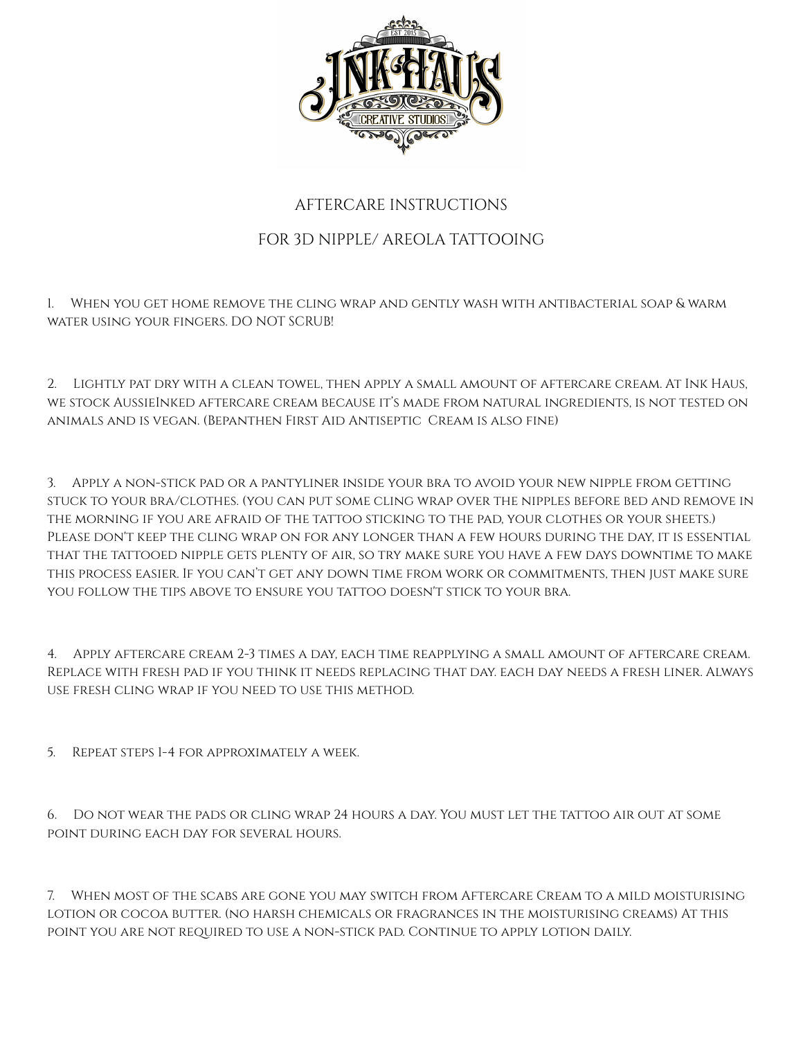# AFTERCARE INSTRUCTIONS

## FOR 3D NIPPLE/ AREOLA TATTOOING

1. When you get home remove the cling wrap and gently wash with antibacterial soap & warm water using your fingers. DO NOT SCRUB!

2. Lightly pat dry with a clean towel, then apply a small amount of aftercare cream. At Ink Haus, we stock AussieInked aftercare cream because it's made from natural ingredients, is not tested on animals and is vegan. (Bepanthen First Aid Antiseptic Cream is also fine)

3. Apply a non-stick pad or a pantyliner inside your bra to avoid your new nipple from getting stuck to your bra/clothes. (you can put some cling wrap over the nipples before bed and remove in the morning if you are afraid of the tattoo sticking to the pad, your clothes or your sheets.) Please don't keep the cling wrap on for any longer than a few hours during the day, it is essential that the tattooed nipple gets plenty of air, so try make sure you have a few days downtime to make this process easier. If you can't get any down time from work or commitments, then just make sure you follow the tips above to ensure you tattoo doesn't stick to your bra.

4. Apply aftercare cream 2-3 times a day, each time reapplying a small amount of aftercare cream. Replace with fresh pad if you think it needs replacing that day. each day needs a fresh liner. Always use fresh cling wrap if you need to use this method.

5. Repeat steps 1-4 for approximately a week.

6. Do not wear the pads or cling wrap 24 hours a day. You must let the tattoo air out at some point during each day for several hours.

7. When most of the scabs are gone you may switch from Aftercare Cream to a mild moisturising lotion or cocoa butter. (no harsh chemicals or fragrances in the moisturising creams) At this point you are not required to use a non-stick pad. Continue to apply lotion daily.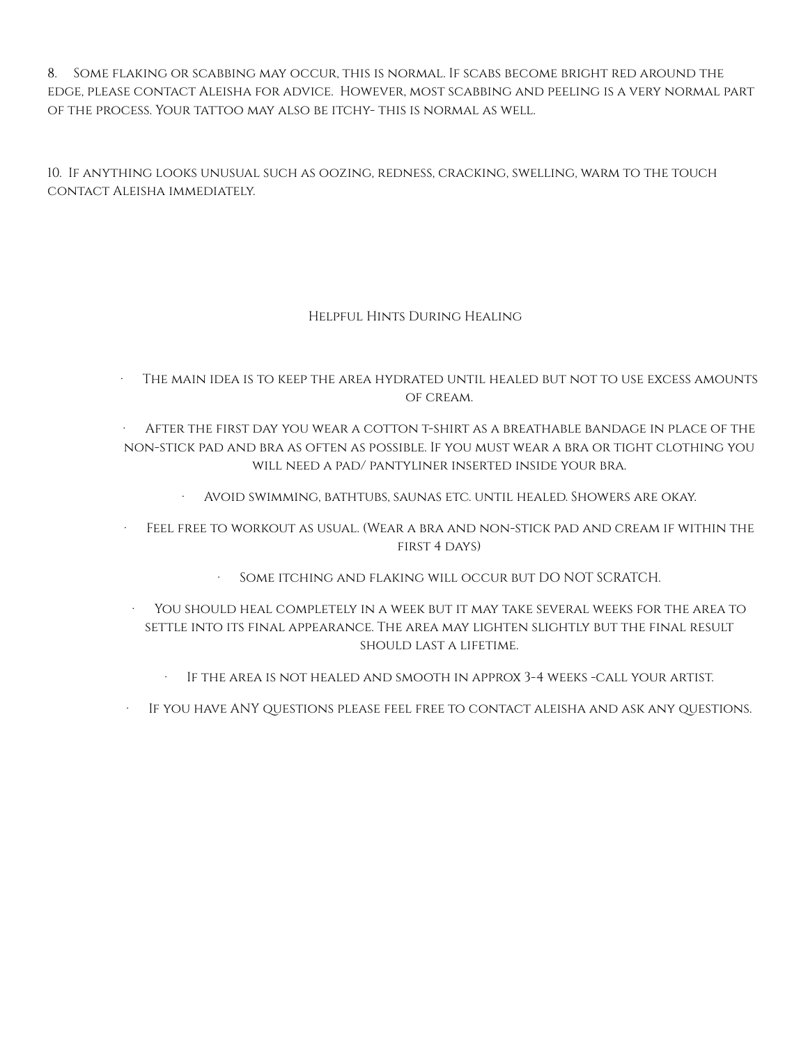8. Some flaking or scabbing may occur, this is normal. If scabs become bright red around the edge, please contact Aleisha for advice. However, most scabbing and peeling is a very normal part of the process. Your tattoo may also be itchy- this is normal as well.

10. If anything looks unusual such as oozing, redness, cracking, swelling, warm to the touch contact Aleisha immediately.

## Helpful Hints During Healing

- The main idea is to keep the area hydrated until healed but not to use excess amounts of cream.
- After the first day you wear a cotton t-shirt as a breathable bandage in place of the non-stick pad and bra as often as possible. If you must wear a bra or tight clothing you will need a pad/ pantyliner inserted inside your bra.
- Avoid swimming, bathtubs, saunas etc. until healed. Showers are okay.
- Feel free to workout as usual. (Wear a bra and non-stick pad and cream if within the first 4 days)
- Some itching and flaking will occur but DO NOT SCRATCH.
- You should heal completely in a week but it may take several weeks for the area to settle into its final appearance. The area may lighten slightly but the final result should last a lifetime.
- If the area is not healed and smooth in approx 3-4 weeks -call your artist.
- If you have ANY questions please feel free to contact aleisha and ask any questions.